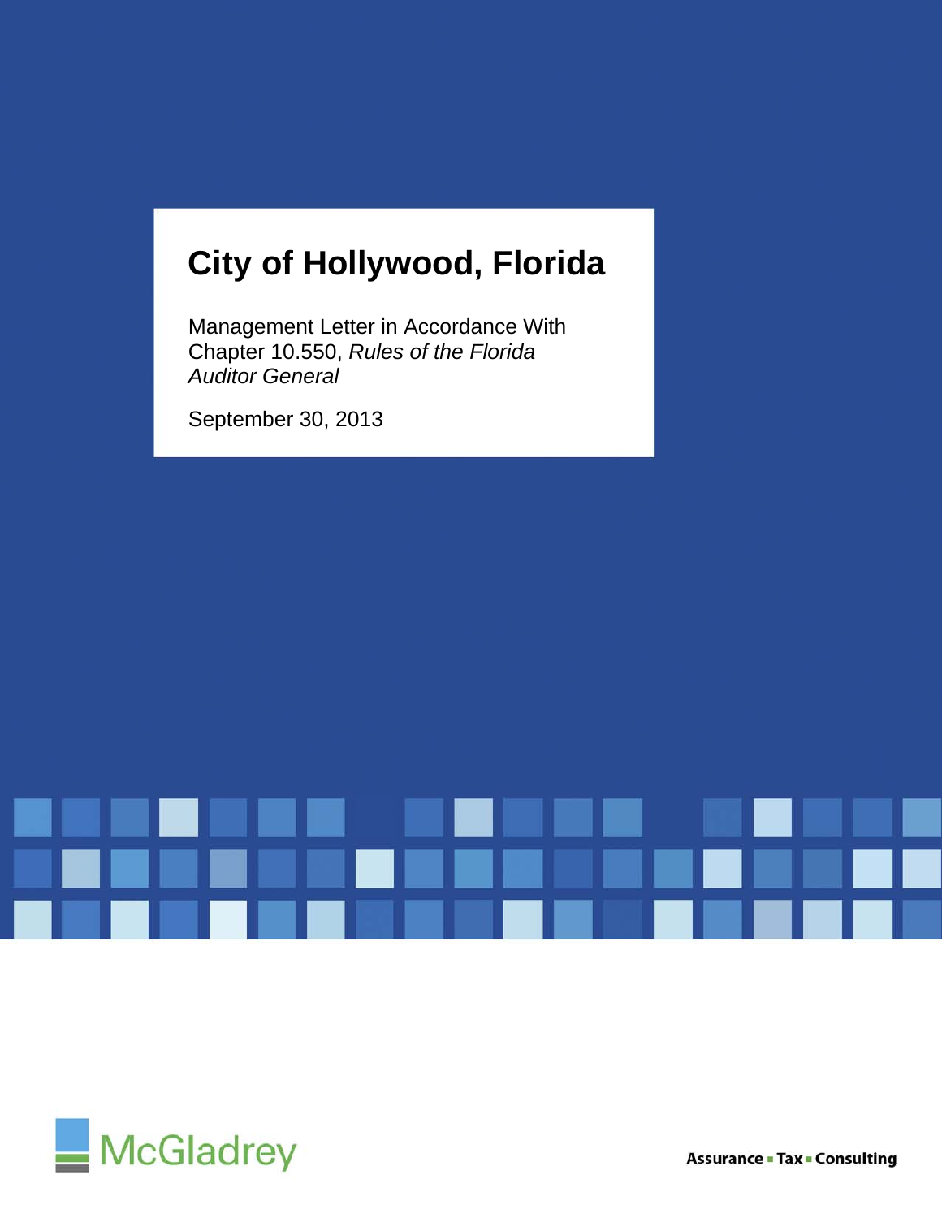# City of Hollywood, Florida

Management Letter in Accordance With Chapter 10.550, *Rules of the Florida Auditor General*

September 30, 2013

McGladrey

Assurance ▪ Tax ▪ Consulting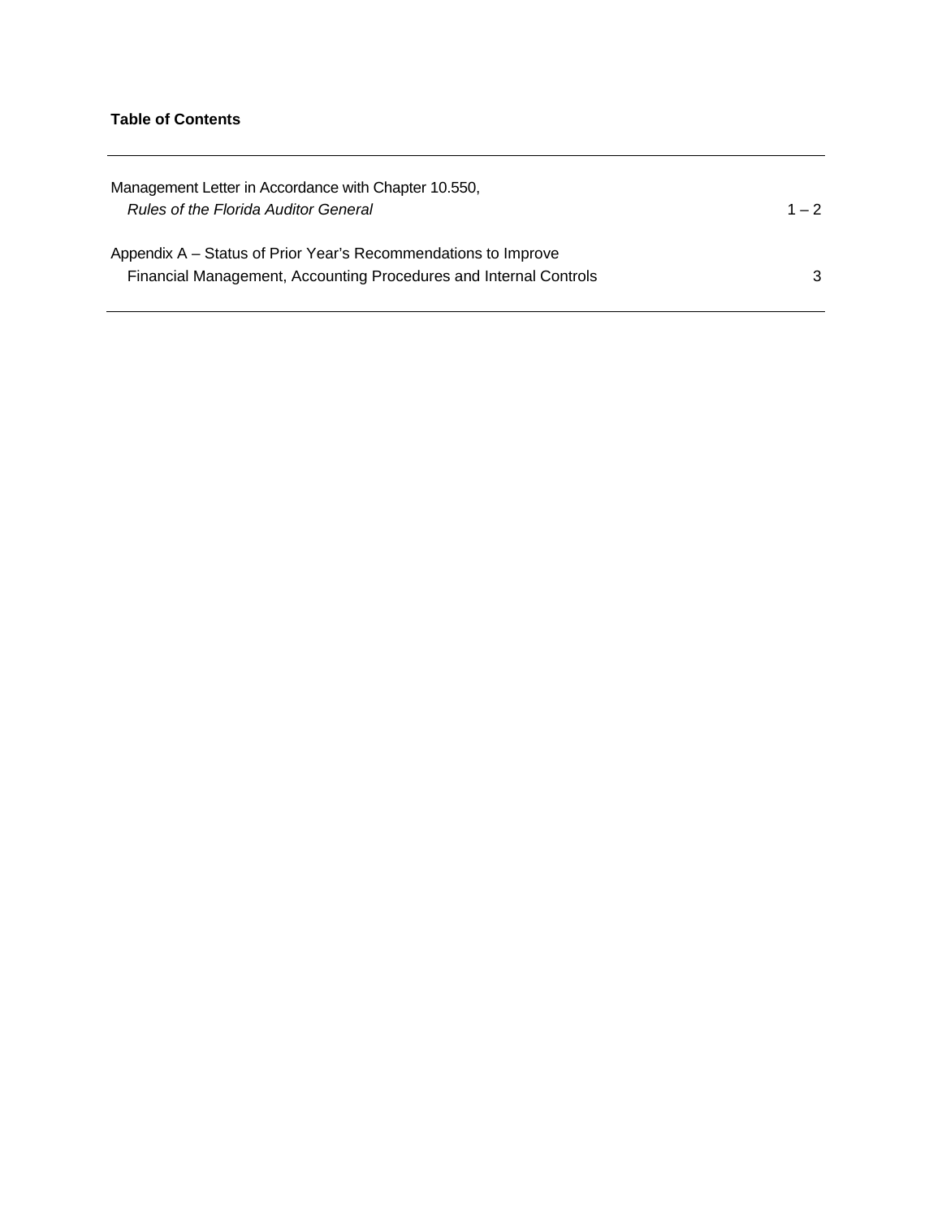**Table of Contents**

| | |
|---|---|
| Management Letter in Accordance with Chapter 10.550, *Rules of the Florida Auditor General* | 1 – 2 |
| Appendix A – Status of Prior Year's Recommendations to Improve Financial Management, Accounting Procedures and Internal Controls | 3 |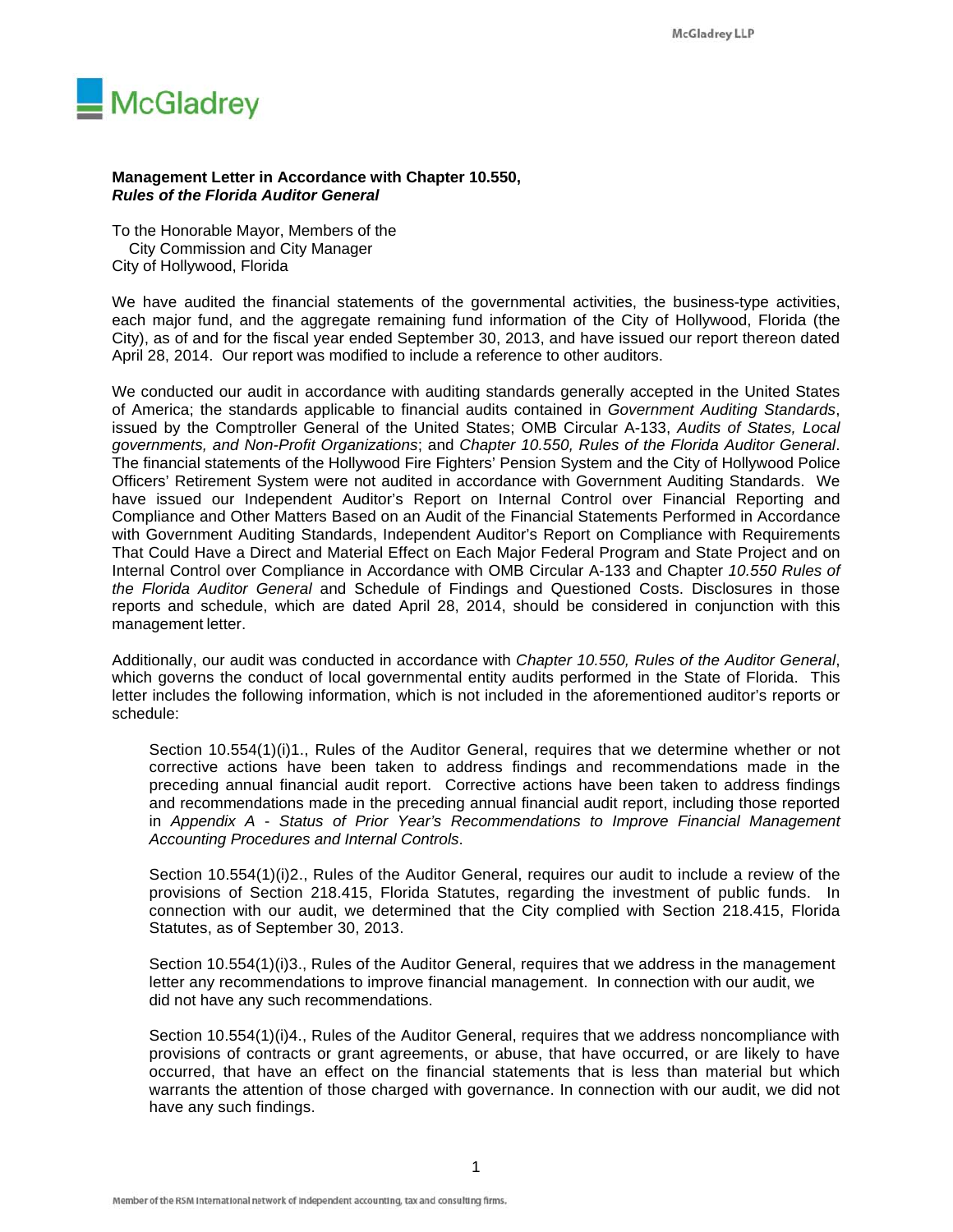**Management Letter in Accordance with Chapter 10.550,**
***Rules of the Florida Auditor General***

To the Honorable Mayor, Members of the
City Commission and City Manager
City of Hollywood, Florida

We have audited the financial statements of the governmental activities, the business-type activities, each major fund, and the aggregate remaining fund information of the City of Hollywood, Florida (the City), as of and for the fiscal year ended September 30, 2013, and have issued our report thereon dated April 28, 2014. Our report was modified to include a reference to other auditors.

We conducted our audit in accordance with auditing standards generally accepted in the United States of America; the standards applicable to financial audits contained in *Government Auditing Standards*, issued by the Comptroller General of the United States; OMB Circular A-133, *Audits of States, Local governments, and Non-Profit Organizations*; and *Chapter 10.550, Rules of the Florida Auditor General*. The financial statements of the Hollywood Fire Fighters' Pension System and the City of Hollywood Police Officers' Retirement System were not audited in accordance with Government Auditing Standards. We have issued our Independent Auditor's Report on Internal Control over Financial Reporting and Compliance and Other Matters Based on an Audit of the Financial Statements Performed in Accordance with Government Auditing Standards, Independent Auditor's Report on Compliance with Requirements That Could Have a Direct and Material Effect on Each Major Federal Program and State Project and on Internal Control over Compliance in Accordance with OMB Circular A-133 and Chapter *10.550 Rules of the Florida Auditor General* and Schedule of Findings and Questioned Costs. Disclosures in those reports and schedule, which are dated April 28, 2014, should be considered in conjunction with this management letter.

Additionally, our audit was conducted in accordance with *Chapter 10.550, Rules of the Auditor General*, which governs the conduct of local governmental entity audits performed in the State of Florida. This letter includes the following information, which is not included in the aforementioned auditor's reports or schedule:

Section 10.554(1)(i)1., Rules of the Auditor General, requires that we determine whether or not corrective actions have been taken to address findings and recommendations made in the preceding annual financial audit report. Corrective actions have been taken to address findings and recommendations made in the preceding annual financial audit report, including those reported in *Appendix A - Status of Prior Year's Recommendations to Improve Financial Management Accounting Procedures and Internal Controls*.

Section 10.554(1)(i)2., Rules of the Auditor General, requires our audit to include a review of the provisions of Section 218.415, Florida Statutes, regarding the investment of public funds. In connection with our audit, we determined that the City complied with Section 218.415, Florida Statutes, as of September 30, 2013.

Section 10.554(1)(i)3., Rules of the Auditor General, requires that we address in the management letter any recommendations to improve financial management. In connection with our audit, we did not have any such recommendations.

Section 10.554(1)(i)4., Rules of the Auditor General, requires that we address noncompliance with provisions of contracts or grant agreements, or abuse, that have occurred, or are likely to have occurred, that have an effect on the financial statements that is less than material but which warrants the attention of those charged with governance. In connection with our audit, we did not have any such findings.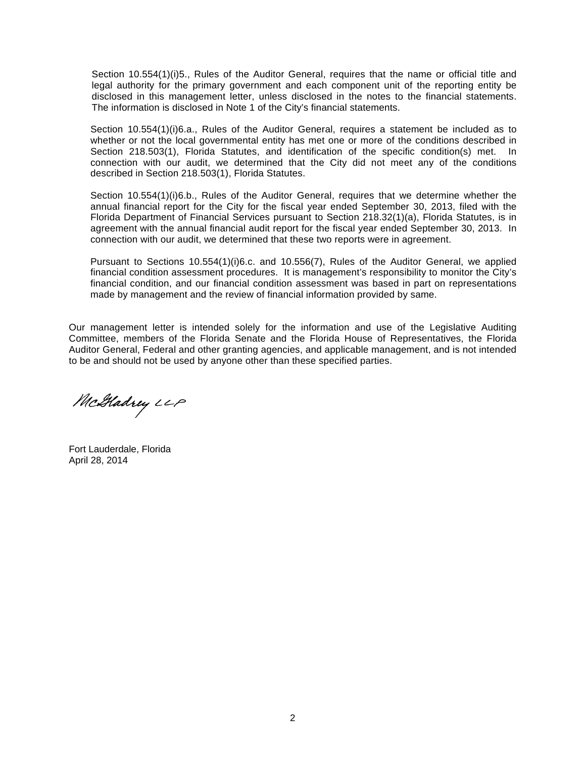Section 10.554(1)(i)5., Rules of the Auditor General, requires that the name or official title and legal authority for the primary government and each component unit of the reporting entity be disclosed in this management letter, unless disclosed in the notes to the financial statements. The information is disclosed in Note 1 of the City's financial statements.

Section 10.554(1)(i)6.a., Rules of the Auditor General, requires a statement be included as to whether or not the local governmental entity has met one or more of the conditions described in Section 218.503(1), Florida Statutes, and identification of the specific condition(s) met. In connection with our audit, we determined that the City did not meet any of the conditions described in Section 218.503(1), Florida Statutes.

Section 10.554(1)(i)6.b., Rules of the Auditor General, requires that we determine whether the annual financial report for the City for the fiscal year ended September 30, 2013, filed with the Florida Department of Financial Services pursuant to Section 218.32(1)(a), Florida Statutes, is in agreement with the annual financial audit report for the fiscal year ended September 30, 2013. In connection with our audit, we determined that these two reports were in agreement.

Pursuant to Sections 10.554(1)(i)6.c. and 10.556(7), Rules of the Auditor General, we applied financial condition assessment procedures. It is management's responsibility to monitor the City's financial condition, and our financial condition assessment was based in part on representations made by management and the review of financial information provided by same.

Our management letter is intended solely for the information and use of the Legislative Auditing Committee, members of the Florida Senate and the Florida House of Representatives, the Florida Auditor General, Federal and other granting agencies, and applicable management, and is not intended to be and should not be used by anyone other than these specified parties.

McGladrey LLP

Fort Lauderdale, Florida
April 28, 2014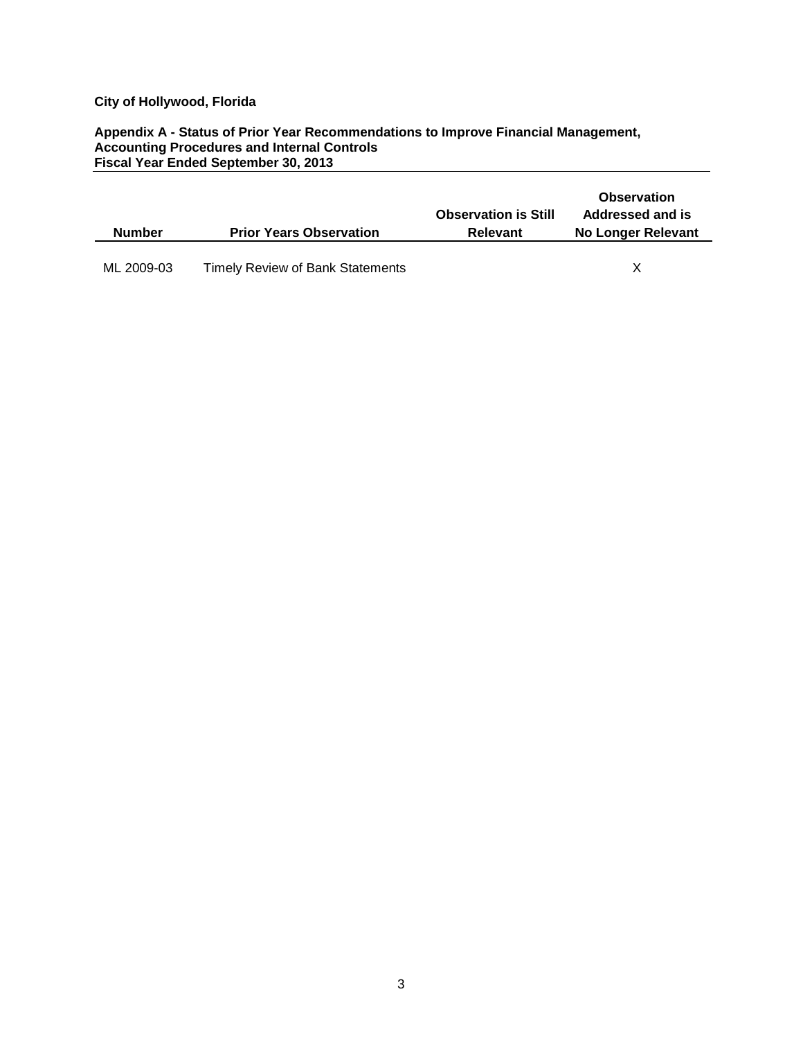**City of Hollywood, Florida**

**Appendix A - Status of Prior Year Recommendations to Improve Financial Management, Accounting Procedures and Internal Controls**
**Fiscal Year Ended September 30, 2013**

| Number | Prior Years Observation | Observation is Still Relevant | Observation Addressed and is No Longer Relevant |
|---|---|---|---|
| ML 2009-03 | Timely Review of Bank Statements | | X |